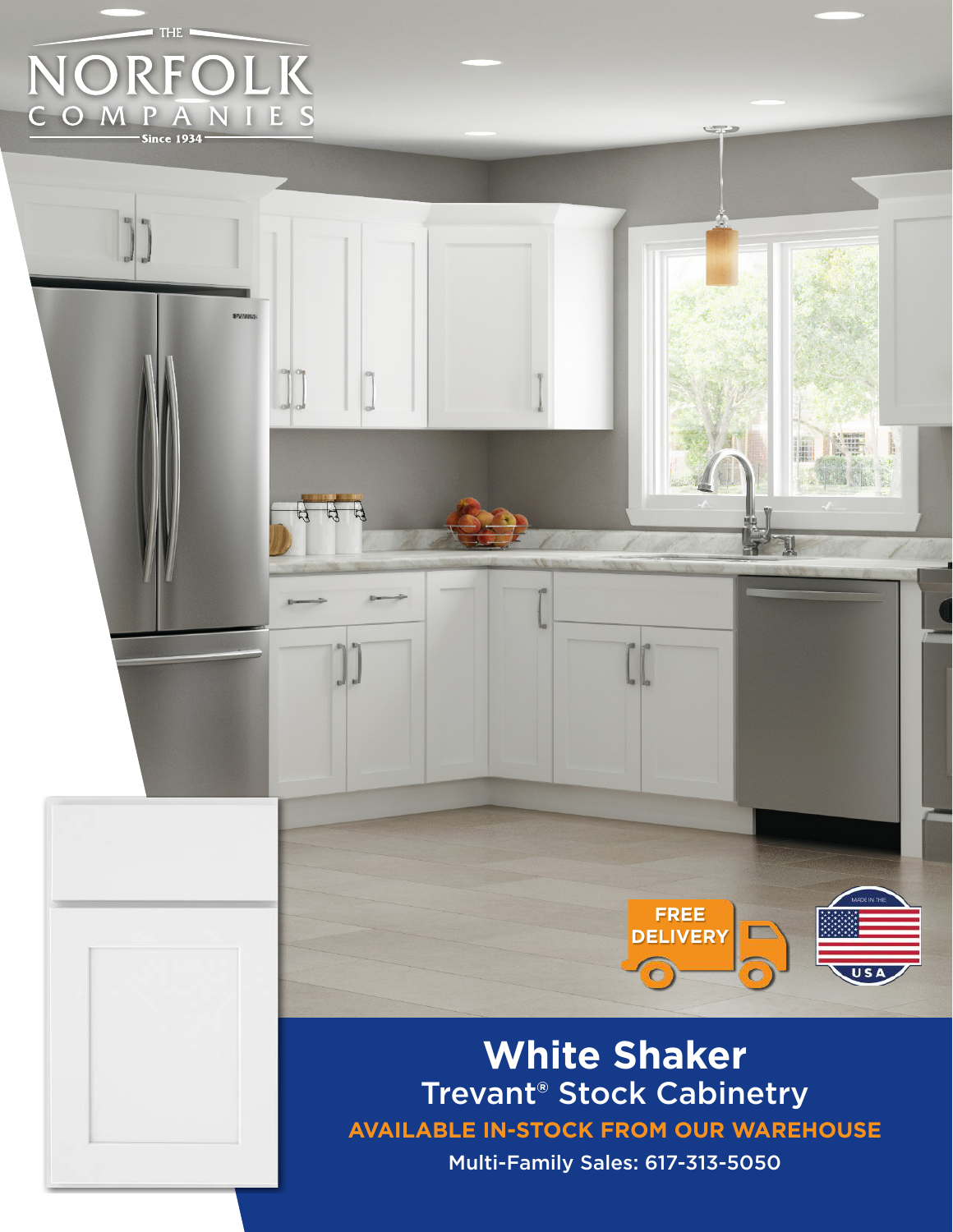THE NORFOLK COMPANIES

Since 1934

FREE DELIVERY

MADE IN THE USA

# White Shaker

## Trevant® Stock Cabinetry

**AVAILABLE IN-STOCK FROM OUR WAREHOUSE**

Multi-Family Sales: 617-313-5050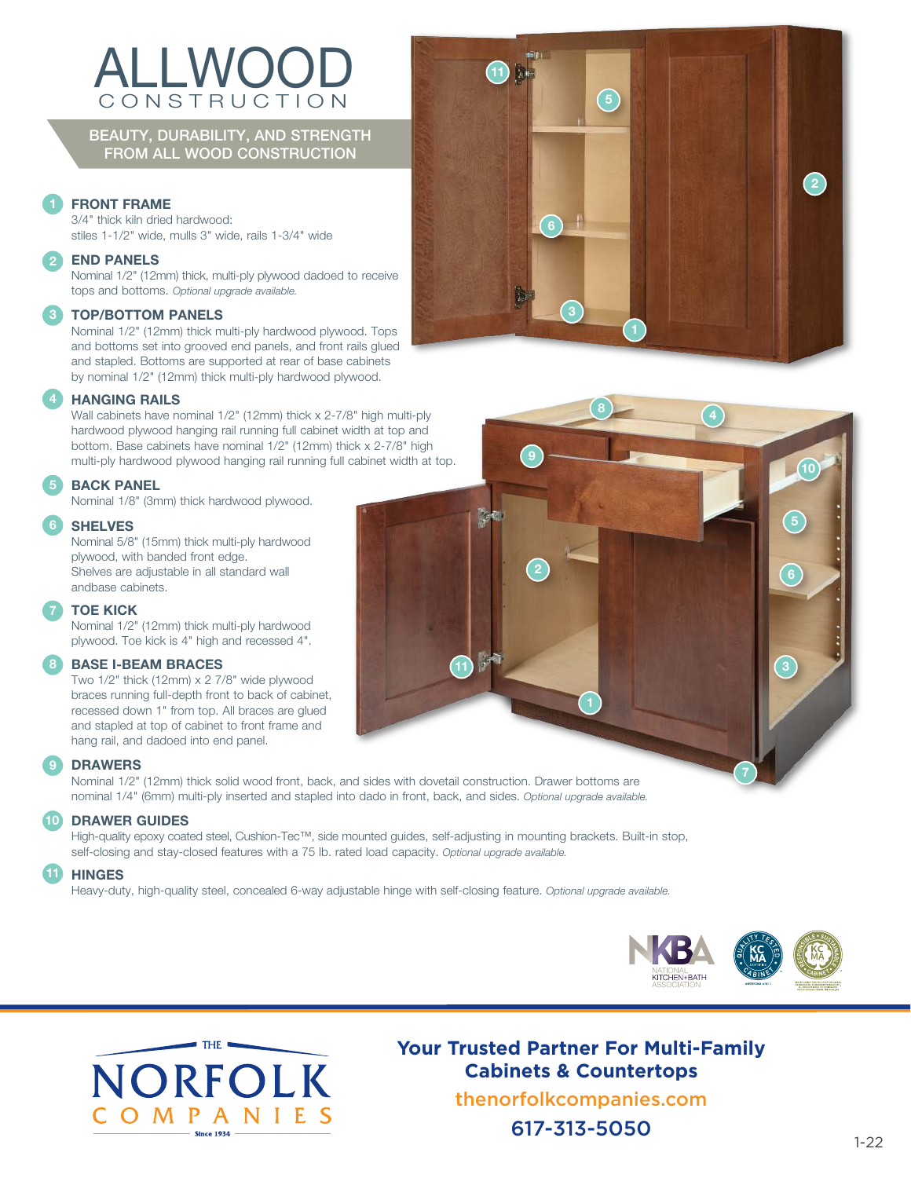# ALLWOOD
## CONSTRUCTION

BEAUTY, DURABILITY, AND STRENGTH FROM ALL WOOD CONSTRUCTION

1. **FRONT FRAME**
   3/4" thick kiln dried hardwood: stiles 1-1/2" wide, mulls 3" wide, rails 1-3/4" wide

2. **END PANELS**
   Nominal 1/2" (12mm) thick, multi-ply plywood dadoed to receive tops and bottoms. *Optional upgrade available.*

3. **TOP/BOTTOM PANELS**
   Nominal 1/2" (12mm) thick multi-ply hardwood plywood. Tops and bottoms set into grooved end panels, and front rails glued and stapled. Bottoms are supported at rear of base cabinets by nominal 1/2" (12mm) thick multi-ply hardwood plywood.

4. **HANGING RAILS**
   Wall cabinets have nominal 1/2" (12mm) thick x 2-7/8" high multi-ply hardwood plywood hanging rail running full cabinet width at top and bottom. Base cabinets have nominal 1/2" (12mm) thick x 2-7/8" high multi-ply hardwood plywood hanging rail running full cabinet width at top.

5. **BACK PANEL**
   Nominal 1/8" (3mm) thick hardwood plywood.

6. **SHELVES**
   Nominal 5/8" (15mm) thick multi-ply hardwood plywood, with banded front edge. Shelves are adjustable in all standard wall andbase cabinets.

7. **TOE KICK**
   Nominal 1/2" (12mm) thick multi-ply hardwood plywood. Toe kick is 4" high and recessed 4".

8. **BASE I-BEAM BRACES**
   Two 1/2" thick (12mm) x 2 7/8" wide plywood braces running full-depth front to back of cabinet, recessed down 1" from top. All braces are glued and stapled at top of cabinet to front frame and hang rail, and dadoed into end panel.

9. **DRAWERS**
   Nominal 1/2" (12mm) thick solid wood front, back, and sides with dovetail construction. Drawer bottoms are nominal 1/4" (6mm) multi-ply inserted and stapled into dado in front, back, and sides. *Optional upgrade available.*

10. **DRAWER GUIDES**
    High-quality epoxy coated steel, Cushion-Tec™, side mounted guides, self-adjusting in mounting brackets. Built-in stop, self-closing and stay-closed features with a 75 lb. rated load capacity. *Optional upgrade available.*

11. **HINGES**
    Heavy-duty, high-quality steel, concealed 6-way adjustable hinge with self-closing feature. *Optional upgrade available.*

NKBA NATIONAL KITCHEN+BATH ASSOCIATION

THE NORFOLK COMPANIES Since 1934

**Your Trusted Partner For Multi-Family Cabinets & Countertops**

thenorfolkcompanies.com

617-313-5050

1-22